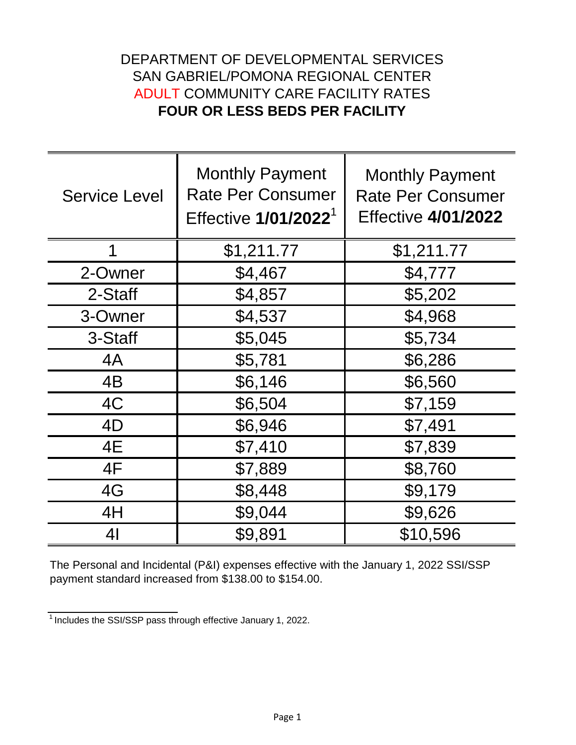DEPARTMENT OF DEVELOPMENTAL SERVICES
SAN GABRIEL/POMONA REGIONAL CENTER
ADULT COMMUNITY CARE FACILITY RATES
**FOUR OR LESS BEDS PER FACILITY**

| Service Level | Monthly Payment Rate Per Consumer Effective **1/01/2022**[1] | Monthly Payment Rate Per Consumer Effective **4/01/2022** |
|---|---|---|
| 1 | $1,211.77 | $1,211.77 |
| 2-Owner | $4,467 | $4,777 |
| 2-Staff | $4,857 | $5,202 |
| 3-Owner | $4,537 | $4,968 |
| 3-Staff | $5,045 | $5,734 |
| 4A | $5,781 | $6,286 |
| 4B | $6,146 | $6,560 |
| 4C | $6,504 | $7,159 |
| 4D | $6,946 | $7,491 |
| 4E | $7,410 | $7,839 |
| 4F | $7,889 | $8,760 |
| 4G | $8,448 | $9,179 |
| 4H | $9,044 | $9,626 |
| 4I | $9,891 | $10,596 |

The Personal and Incidental (P&I) expenses effective with the January 1, 2022 SSI/SSP payment standard increased from $138.00 to $154.00.

[1] Includes the SSI/SSP pass through effective January 1, 2022.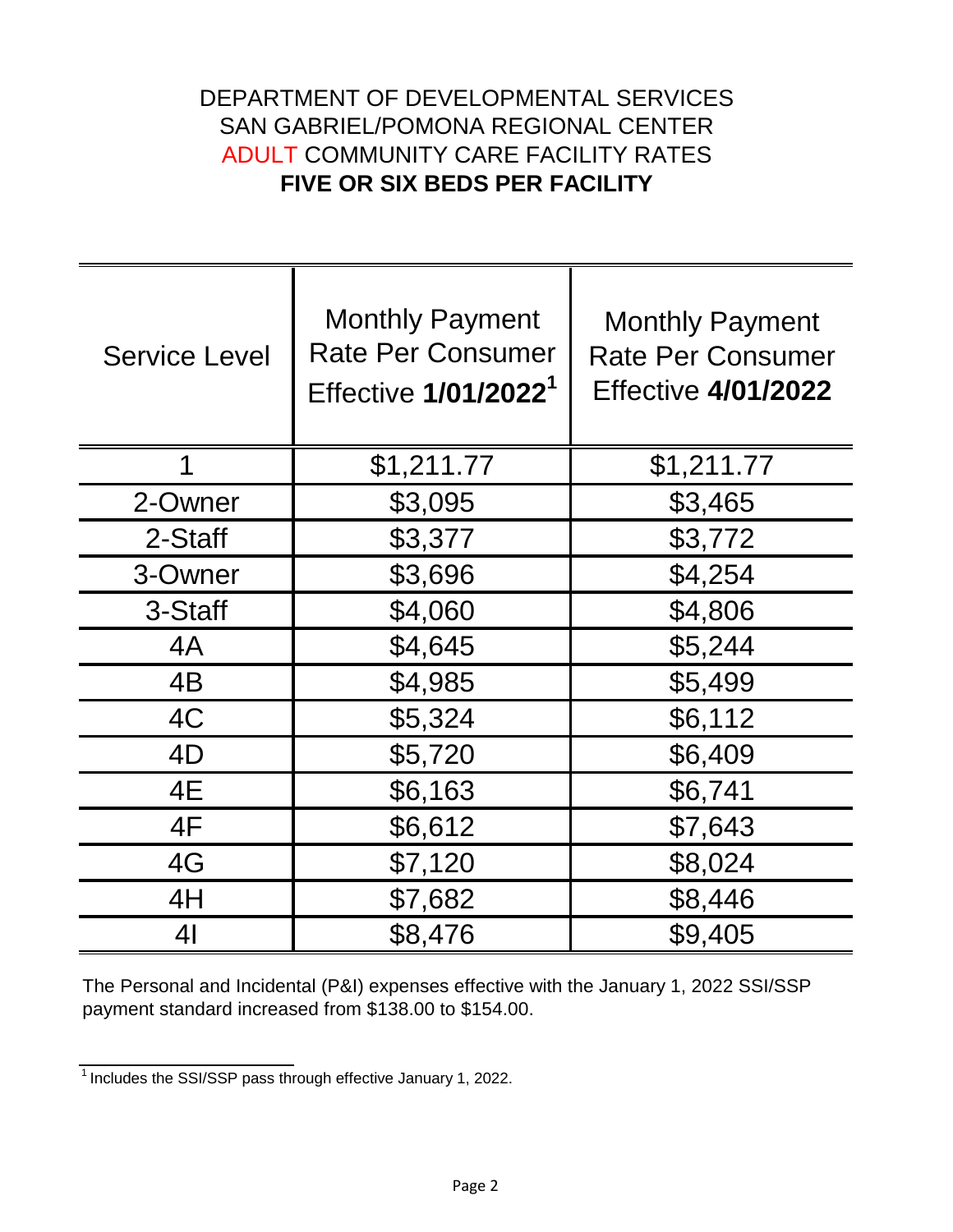# DEPARTMENT OF DEVELOPMENTAL SERVICES
# SAN GABRIEL/POMONA REGIONAL CENTER
# ADULT COMMUNITY CARE FACILITY RATES
# **FIVE OR SIX BEDS PER FACILITY**

| Service Level | Monthly Payment Rate Per Consumer Effective **1/01/2022**[1] | Monthly Payment Rate Per Consumer Effective **4/01/2022** |
|---|---|---|
| 1 | $1,211.77 | $1,211.77 |
| 2-Owner | $3,095 | $3,465 |
| 2-Staff | $3,377 | $3,772 |
| 3-Owner | $3,696 | $4,254 |
| 3-Staff | $4,060 | $4,806 |
| 4A | $4,645 | $5,244 |
| 4B | $4,985 | $5,499 |
| 4C | $5,324 | $6,112 |
| 4D | $5,720 | $6,409 |
| 4E | $6,163 | $6,741 |
| 4F | $6,612 | $7,643 |
| 4G | $7,120 | $8,024 |
| 4H | $7,682 | $8,446 |
| 4I | $8,476 | $9,405 |

The Personal and Incidental (P&I) expenses effective with the January 1, 2022 SSI/SSP payment standard increased from $138.00 to $154.00.

[1] Includes the SSI/SSP pass through effective January 1, 2022.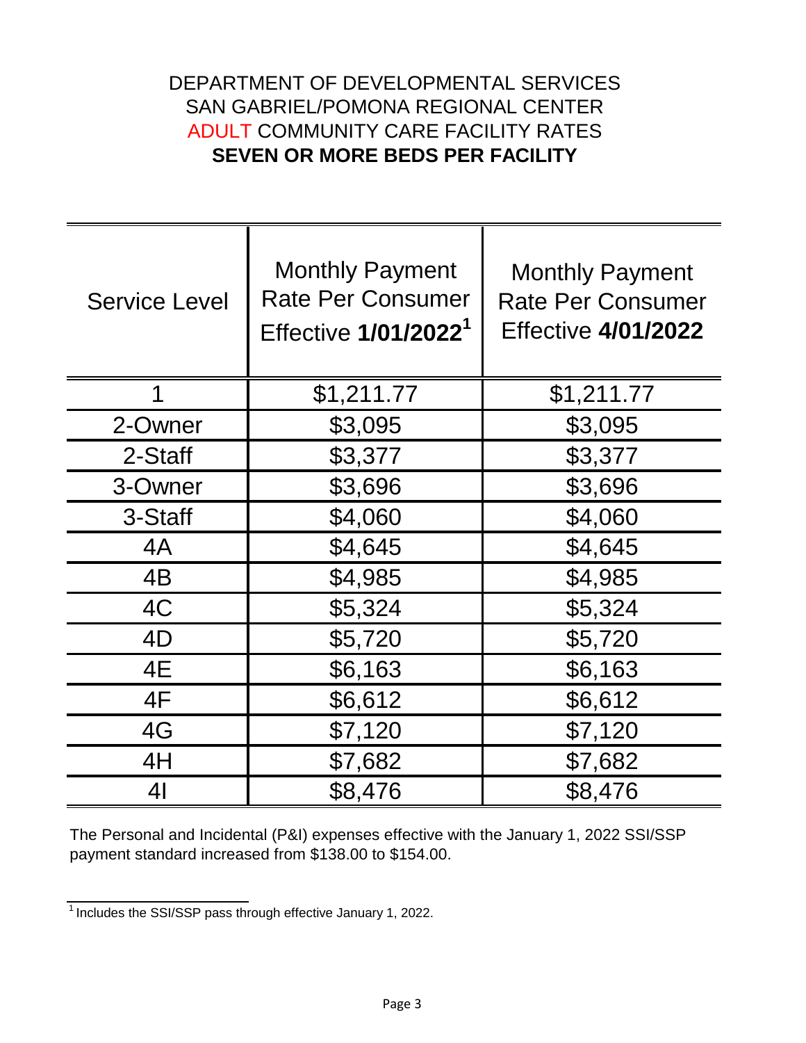DEPARTMENT OF DEVELOPMENTAL SERVICES
SAN GABRIEL/POMONA REGIONAL CENTER
ADULT COMMUNITY CARE FACILITY RATES
**SEVEN OR MORE BEDS PER FACILITY**

| Service Level | Monthly Payment Rate Per Consumer Effective **1/01/2022**[1] | Monthly Payment Rate Per Consumer Effective **4/01/2022** |
|---|---|---|
| 1 | $1,211.77 | $1,211.77 |
| 2-Owner | $3,095 | $3,095 |
| 2-Staff | $3,377 | $3,377 |
| 3-Owner | $3,696 | $3,696 |
| 3-Staff | $4,060 | $4,060 |
| 4A | $4,645 | $4,645 |
| 4B | $4,985 | $4,985 |
| 4C | $5,324 | $5,324 |
| 4D | $5,720 | $5,720 |
| 4E | $6,163 | $6,163 |
| 4F | $6,612 | $6,612 |
| 4G | $7,120 | $7,120 |
| 4H | $7,682 | $7,682 |
| 4I | $8,476 | $8,476 |

The Personal and Incidental (P&I) expenses effective with the January 1, 2022 SSI/SSP payment standard increased from $138.00 to $154.00.

[1] Includes the SSI/SSP pass through effective January 1, 2022.